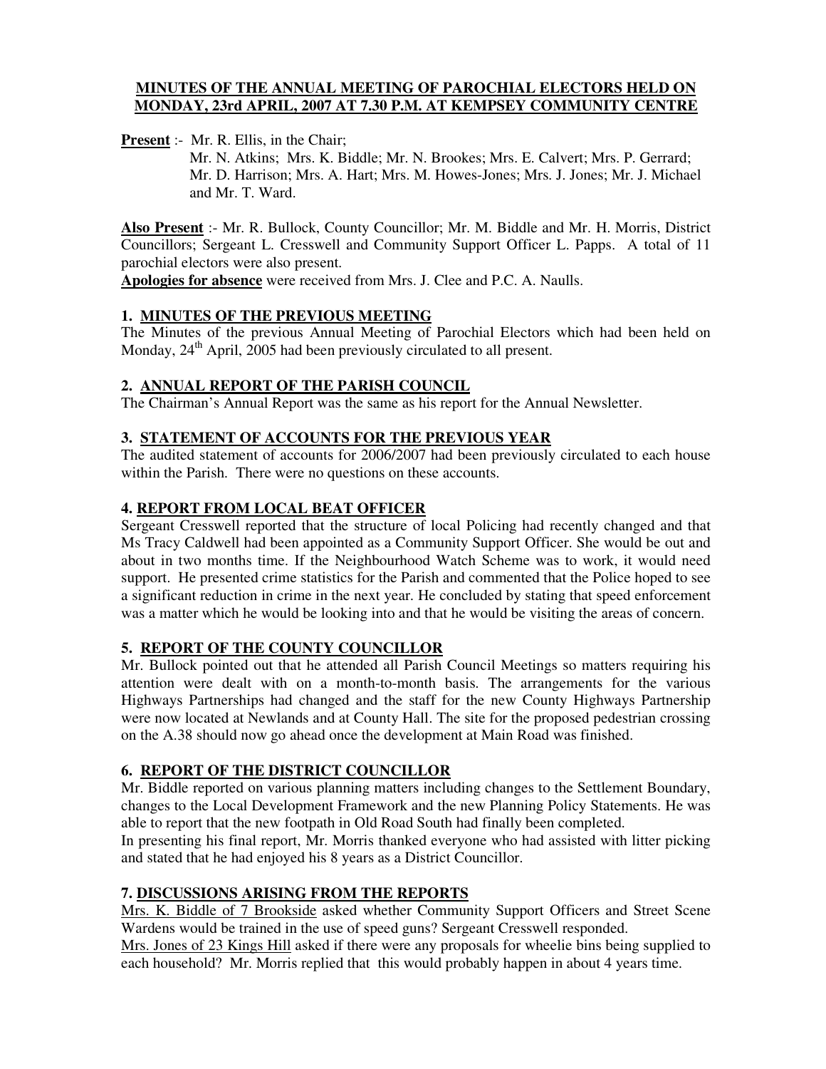# MINUTES OF THE ANNUAL MEETING OF PAROCHIAL ELECTORS HELD ON MONDAY, 23rd APRIL, 2007 AT 7.30 P.M. AT KEMPSEY COMMUNITY CENTRE

**Present** :- Mr. R. Ellis, in the Chair;
Mr. N. Atkins; Mrs. K. Biddle; Mr. N. Brookes; Mrs. E. Calvert; Mrs. P. Gerrard; Mr. D. Harrison; Mrs. A. Hart; Mrs. M. Howes-Jones; Mrs. J. Jones; Mr. J. Michael and Mr. T. Ward.

**Also Present** :- Mr. R. Bullock, County Councillor; Mr. M. Biddle and Mr. H. Morris, District Councillors; Sergeant L. Cresswell and Community Support Officer L. Papps. A total of 11 parochial electors were also present.

**Apologies for absence** were received from Mrs. J. Clee and P.C. A. Naulls.

## 1. MINUTES OF THE PREVIOUS MEETING

The Minutes of the previous Annual Meeting of Parochial Electors which had been held on Monday, 24th April, 2005 had been previously circulated to all present.

## 2. ANNUAL REPORT OF THE PARISH COUNCIL

The Chairman's Annual Report was the same as his report for the Annual Newsletter.

## 3. STATEMENT OF ACCOUNTS FOR THE PREVIOUS YEAR

The audited statement of accounts for 2006/2007 had been previously circulated to each house within the Parish. There were no questions on these accounts.

## 4. REPORT FROM LOCAL BEAT OFFICER

Sergeant Cresswell reported that the structure of local Policing had recently changed and that Ms Tracy Caldwell had been appointed as a Community Support Officer. She would be out and about in two months time. If the Neighbourhood Watch Scheme was to work, it would need support. He presented crime statistics for the Parish and commented that the Police hoped to see a significant reduction in crime in the next year. He concluded by stating that speed enforcement was a matter which he would be looking into and that he would be visiting the areas of concern.

## 5. REPORT OF THE COUNTY COUNCILLOR

Mr. Bullock pointed out that he attended all Parish Council Meetings so matters requiring his attention were dealt with on a month-to-month basis. The arrangements for the various Highways Partnerships had changed and the staff for the new County Highways Partnership were now located at Newlands and at County Hall. The site for the proposed pedestrian crossing on the A.38 should now go ahead once the development at Main Road was finished.

## 6. REPORT OF THE DISTRICT COUNCILLOR

Mr. Biddle reported on various planning matters including changes to the Settlement Boundary, changes to the Local Development Framework and the new Planning Policy Statements. He was able to report that the new footpath in Old Road South had finally been completed.

In presenting his final report, Mr. Morris thanked everyone who had assisted with litter picking and stated that he had enjoyed his 8 years as a District Councillor.

## 7. DISCUSSIONS ARISING FROM THE REPORTS

Mrs. K. Biddle of 7 Brookside asked whether Community Support Officers and Street Scene Wardens would be trained in the use of speed guns? Sergeant Cresswell responded.

Mrs. Jones of 23 Kings Hill asked if there were any proposals for wheelie bins being supplied to each household? Mr. Morris replied that this would probably happen in about 4 years time.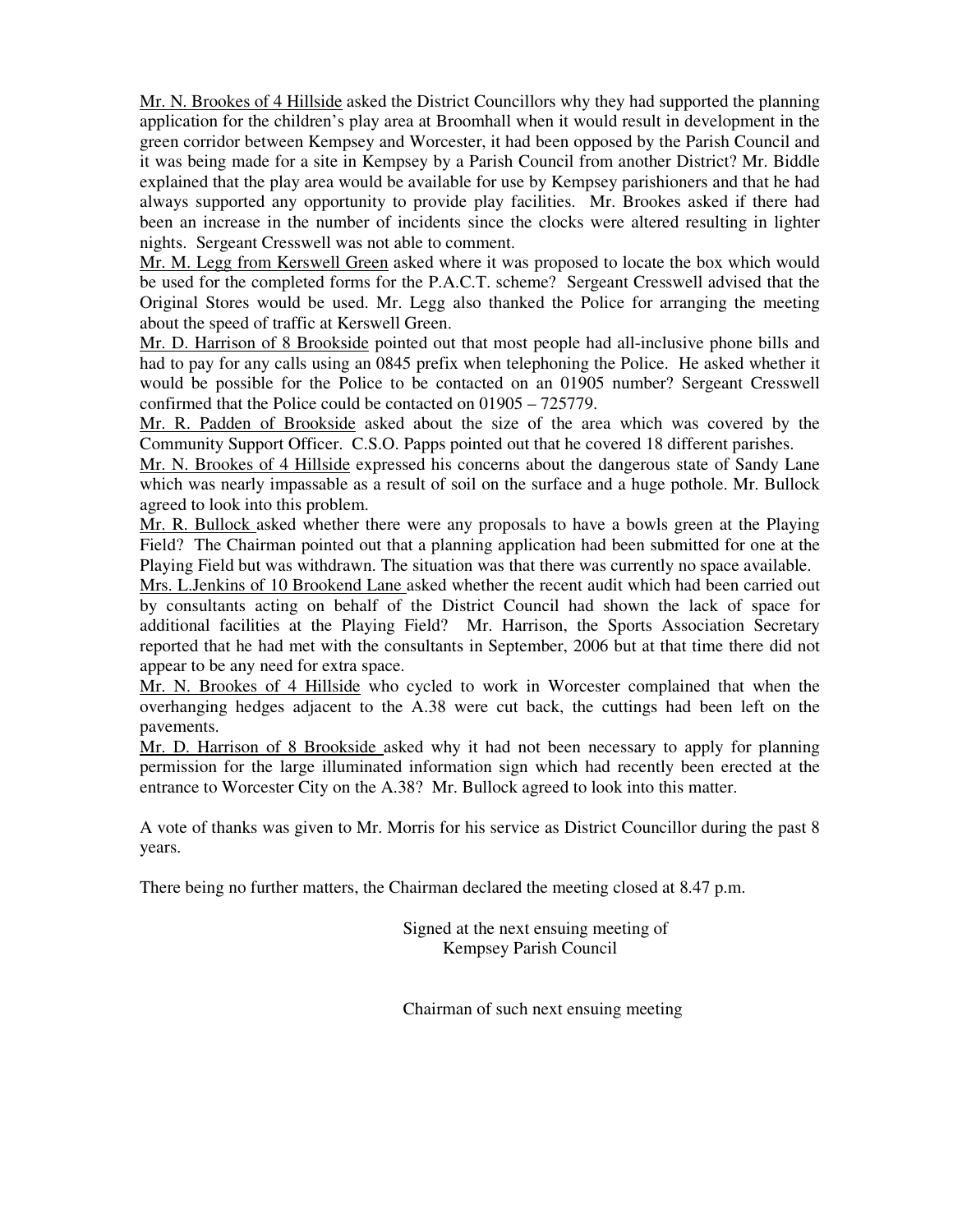Mr. N. Brookes of 4 Hillside asked the District Councillors why they had supported the planning application for the children's play area at Broomhall when it would result in development in the green corridor between Kempsey and Worcester, it had been opposed by the Parish Council and it was being made for a site in Kempsey by a Parish Council from another District? Mr. Biddle explained that the play area would be available for use by Kempsey parishioners and that he had always supported any opportunity to provide play facilities. Mr. Brookes asked if there had been an increase in the number of incidents since the clocks were altered resulting in lighter nights. Sergeant Cresswell was not able to comment.

Mr. M. Legg from Kerswell Green asked where it was proposed to locate the box which would be used for the completed forms for the P.A.C.T. scheme? Sergeant Cresswell advised that the Original Stores would be used. Mr. Legg also thanked the Police for arranging the meeting about the speed of traffic at Kerswell Green.

Mr. D. Harrison of 8 Brookside pointed out that most people had all-inclusive phone bills and had to pay for any calls using an 0845 prefix when telephoning the Police. He asked whether it would be possible for the Police to be contacted on an 01905 number? Sergeant Cresswell confirmed that the Police could be contacted on 01905 – 725779.

Mr. R. Padden of Brookside asked about the size of the area which was covered by the Community Support Officer. C.S.O. Papps pointed out that he covered 18 different parishes.

Mr. N. Brookes of 4 Hillside expressed his concerns about the dangerous state of Sandy Lane which was nearly impassable as a result of soil on the surface and a huge pothole. Mr. Bullock agreed to look into this problem.

Mr. R. Bullock asked whether there were any proposals to have a bowls green at the Playing Field? The Chairman pointed out that a planning application had been submitted for one at the Playing Field but was withdrawn. The situation was that there was currently no space available.

Mrs. L.Jenkins of 10 Brookend Lane asked whether the recent audit which had been carried out by consultants acting on behalf of the District Council had shown the lack of space for additional facilities at the Playing Field? Mr. Harrison, the Sports Association Secretary reported that he had met with the consultants in September, 2006 but at that time there did not appear to be any need for extra space.

Mr. N. Brookes of 4 Hillside who cycled to work in Worcester complained that when the overhanging hedges adjacent to the A.38 were cut back, the cuttings had been left on the pavements.

Mr. D. Harrison of 8 Brookside asked why it had not been necessary to apply for planning permission for the large illuminated information sign which had recently been erected at the entrance to Worcester City on the A.38? Mr. Bullock agreed to look into this matter.

A vote of thanks was given to Mr. Morris for his service as District Councillor during the past 8 years.

There being no further matters, the Chairman declared the meeting closed at 8.47 p.m.

Signed at the next ensuing meeting of
Kempsey Parish Council

Chairman of such next ensuing meeting